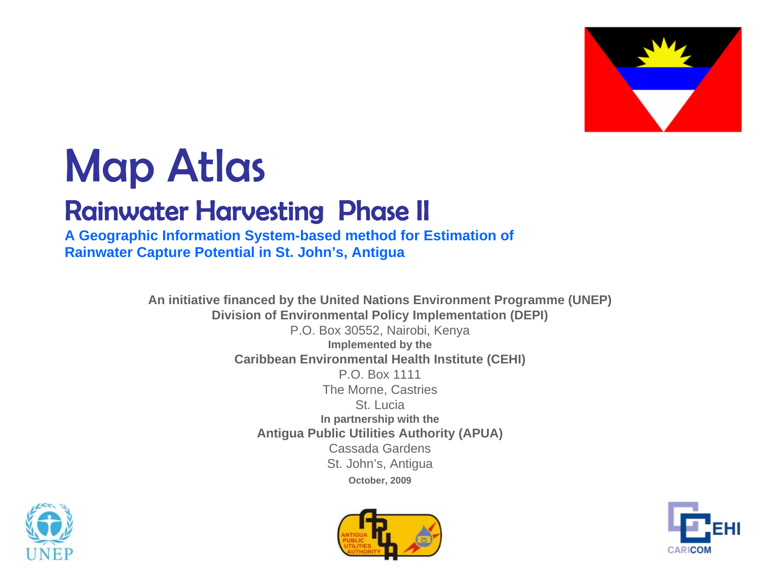# Map Atlas

## Rainwater Harvesting Phase II

**A Geographic Information System-based method for Estimation of Rainwater Capture Potential in St. John's, Antigua**

**An initiative financed by the United Nations Environment Programme (UNEP)**
**Division of Environmental Policy Implementation (DEPI)**
P.O. Box 30552, Nairobi, Kenya
**Implemented by the**
**Caribbean Environmental Health Institute (CEHI)**
P.O. Box 1111
The Morne, Castries
St. Lucia
**In partnership with the**
**Antigua Public Utilities Authority (APUA)**
Cassada Gardens
St. John's, Antigua
**October, 2009**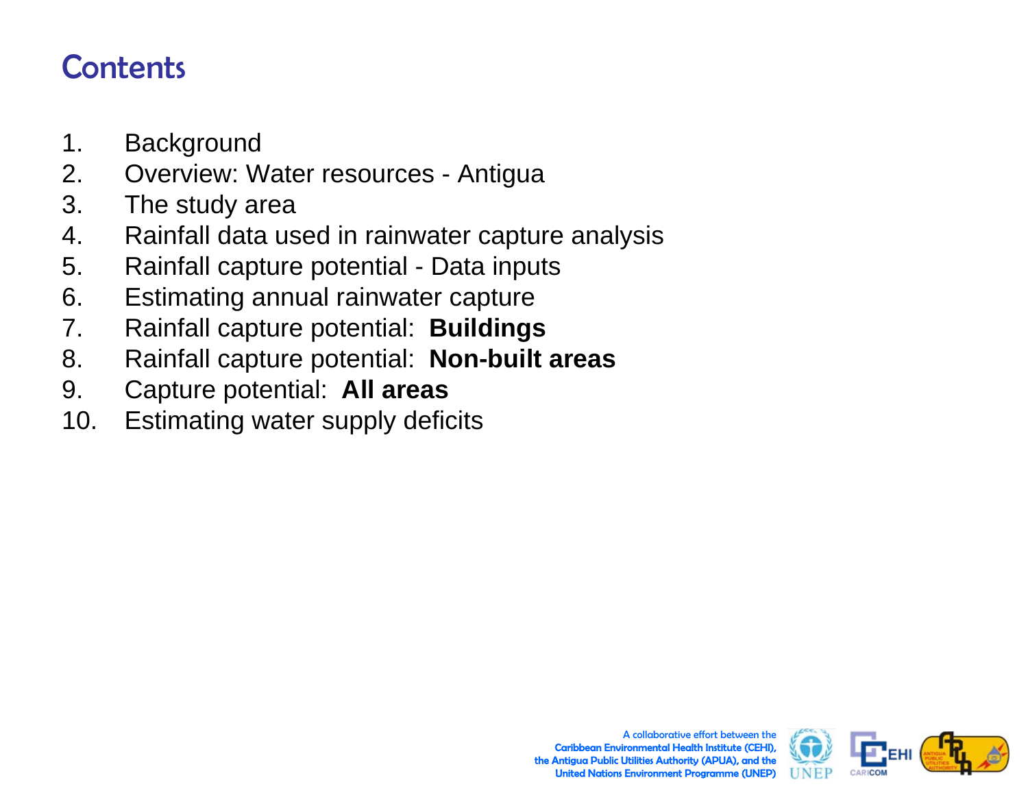# Contents

1. Background
2. Overview: Water resources - Antigua
3. The study area
4. Rainfall data used in rainwater capture analysis
5. Rainfall capture potential - Data inputs
6. Estimating annual rainwater capture
7. Rainfall capture potential: **Buildings**
8. Rainfall capture potential: **Non-built areas**
9. Capture potential: **All areas**
10. Estimating water supply deficits

A collaborative effort between the Caribbean Environmental Health Institute (CEHI), the Antigua Public Utilities Authority (APUA), and the United Nations Environment Programme (UNEP)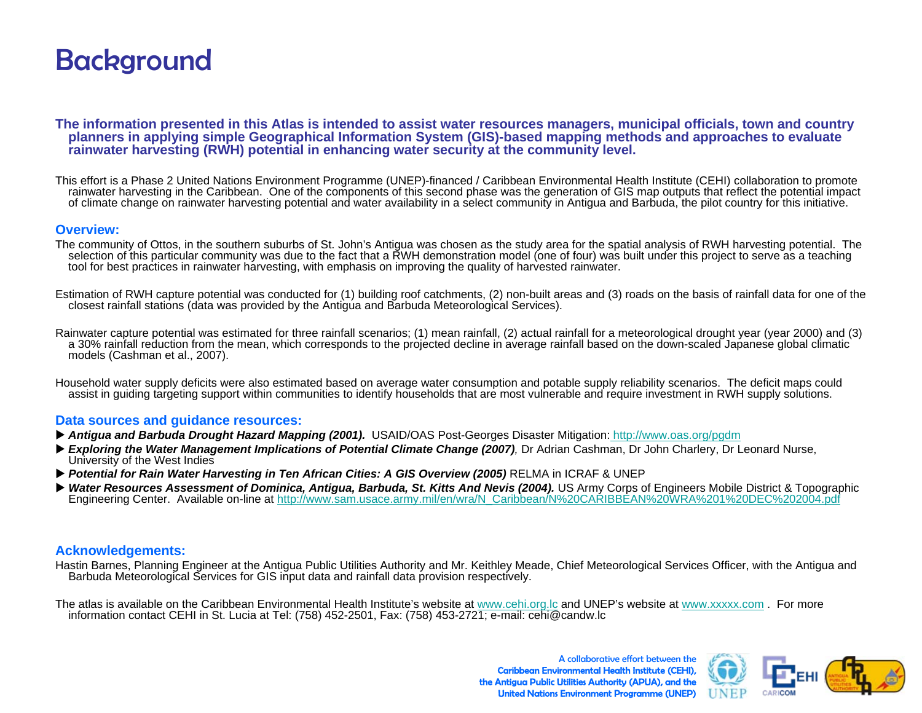# Background

**The information presented in this Atlas is intended to assist water resources managers, municipal officials, town and country planners in applying simple Geographical Information System (GIS)-based mapping methods and approaches to evaluate rainwater harvesting (RWH) potential in enhancing water security at the community level.**

This effort is a Phase 2 United Nations Environment Programme (UNEP)-financed / Caribbean Environmental Health Institute (CEHI) collaboration to promote rainwater harvesting in the Caribbean. One of the components of this second phase was the generation of GIS map outputs that reflect the potential impact of climate change on rainwater harvesting potential and water availability in a select community in Antigua and Barbuda, the pilot country for this initiative.

## Overview:

The community of Ottos, in the southern suburbs of St. John's Antigua was chosen as the study area for the spatial analysis of RWH harvesting potential. The selection of this particular community was due to the fact that a RWH demonstration model (one of four) was built under this project to serve as a teaching tool for best practices in rainwater harvesting, with emphasis on improving the quality of harvested rainwater.

Estimation of RWH capture potential was conducted for (1) building roof catchments, (2) non-built areas and (3) roads on the basis of rainfall data for one of the closest rainfall stations (data was provided by the Antigua and Barbuda Meteorological Services).

Rainwater capture potential was estimated for three rainfall scenarios; (1) mean rainfall, (2) actual rainfall for a meteorological drought year (year 2000) and (3) a 30% rainfall reduction from the mean, which corresponds to the projected decline in average rainfall based on the down-scaled Japanese global climatic models (Cashman et al., 2007).

Household water supply deficits were also estimated based on average water consumption and potable supply reliability scenarios. The deficit maps could assist in guiding targeting support within communities to identify households that are most vulnerable and require investment in RWH supply solutions.

## Data sources and guidance resources:

- ***Antigua and Barbuda Drought Hazard Mapping (2001).*** USAID/OAS Post-Georges Disaster Mitigation: http://www.oas.org/pgdm
- ***Exploring the Water Management Implications of Potential Climate Change (2007)***, Dr Adrian Cashman, Dr John Charlery, Dr Leonard Nurse, University of the West Indies
- ***Potential for Rain Water Harvesting in Ten African Cities: A GIS Overview (2005)*** RELMA in ICRAF & UNEP
- ***Water Resources Assessment of Dominica, Antigua, Barbuda, St. Kitts And Nevis (2004).*** US Army Corps of Engineers Mobile District & Topographic Engineering Center. Available on-line at http://www.sam.usace.army.mil/en/wra/N_Caribbean/N%20CARIBBEAN%20WRA%201%20DEC%202004.pdf

## Acknowledgements:

Hastin Barnes, Planning Engineer at the Antigua Public Utilities Authority and Mr. Keithley Meade, Chief Meteorological Services Officer, with the Antigua and Barbuda Meteorological Services for GIS input data and rainfall data provision respectively.

The atlas is available on the Caribbean Environmental Health Institute's website at www.cehi.org.lc and UNEP's website at www.xxxxx.com . For more information contact CEHI in St. Lucia at Tel: (758) 452-2501, Fax: (758) 453-2721; e-mail: cehi@candw.lc

A collaborative effort between the Caribbean Environmental Health Institute (CEHI), the Antigua Public Utilities Authority (APUA), and the United Nations Environment Programme (UNEP)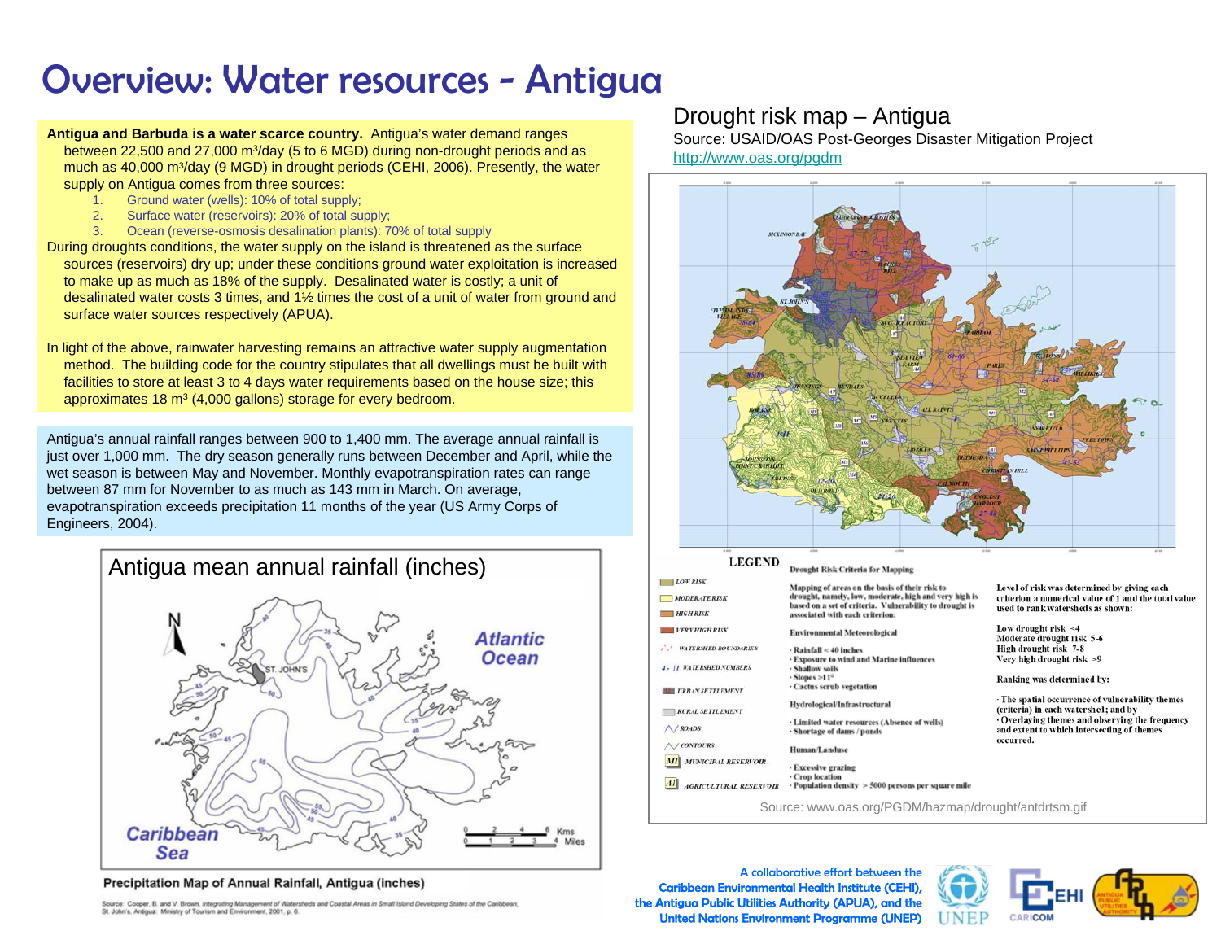# Overview: Water resources - Antigua

**Antigua and Barbuda is a water scarce country.** Antigua's water demand ranges between 22,500 and 27,000 $m^3$/day (5 to 6 MGD) during non-drought periods and as much as 40,000 $m^3$/day (9 MGD) in drought periods (CEHI, 2006). Presently, the water supply on Antigua comes from three sources:

1. Ground water (wells): 10% of total supply;
2. Surface water (reservoirs): 20% of total supply;
3. Ocean (reverse-osmosis desalination plants): 70% of total supply

During droughts conditions, the water supply on the island is threatened as the surface sources (reservoirs) dry up; under these conditions ground water exploitation is increased to make up as much as 18% of the supply. Desalinated water is costly; a unit of desalinated water costs 3 times, and 1½ times the cost of a unit of water from ground and surface water sources respectively (APUA).

In light of the above, rainwater harvesting remains an attractive water supply augmentation method. The building code for the country stipulates that all dwellings must be built with facilities to store at least 3 to 4 days water requirements based on the house size; this approximates 18 $m^3$ (4,000 gallons) storage for every bedroom.

Antigua's annual rainfall ranges between 900 to 1,400 mm. The average annual rainfall is just over 1,000 mm. The dry season generally runs between December and April, while the wet season is between May and November. Monthly evapotranspiration rates can range between 87 mm for November to as much as 143 mm in March. On average, evapotranspiration exceeds precipitation 11 months of the year (US Army Corps of Engineers, 2004).

## Antigua mean annual rainfall (inches)

Precipitation Map of Annual Rainfall, Antigua (inches)

Source: Cooper, B. and V. Brown, *Integrating Management of Watersheds and Coastal Areas in Small Island Developing States of the Caribbean*, St. John's, Antigua: Ministry of Tourism and Environment, 2001, p. 6.

## Drought risk map – Antigua

Source: USAID/OAS Post-Georges Disaster Mitigation Project
http://www.oas.org/pgdm

**LEGEND**

- LOW RISK
- MODERATE RISK
- HIGH RISK
- VERY HIGH RISK
- WATERSHED BOUNDARIES
- WATERSHED NUMBERS
- URBAN SETTLEMENT
- RURAL SETTLEMENT
- ROADS
- CONTOURS
- MUNICIPAL RESERVOIR
- AGRICULTURAL RESERVOIR

**Drought Risk Criteria for Mapping**

Mapping of areas on the basis of their risk to drought, namely, low, moderate, high and very high is based on a set of criteria. Vulnerability to drought is associated with each criterion:

Environmental Meteorological
- Rainfall < 40 inches
- Exposure to wind and Marine influences
- Shallow soils
- Slopes >11°
- Cactus scrub vegetation

Hydrological/Infrastructural
- Limited water resources (Absence of wells)
- Shortage of dams / ponds

Human/Landuse
- Excessive grazing
- Crop location
- Population density > 5000 persons per square mile

Level of risk was determined by giving each criterion a numerical value of 1 and the total value used to rank watersheds as shown:

Low drought risk <4
Moderate drought risk 5-6
High drought risk 7-8
Very high drought risk >9

Ranking was determined by:

- The spatial occurrence of vulnerability themes (criteria) in each watershed; and by
- Overlaying themes and observing the frequency and extent to which intersecting of themes occurred.

Source: www.oas.org/PGDM/hazmap/drought/antdrtsm.gif

A collaborative effort between the Caribbean Environmental Health Institute (CEHI), the Antigua Public Utilities Authority (APUA), and the United Nations Environment Programme (UNEP)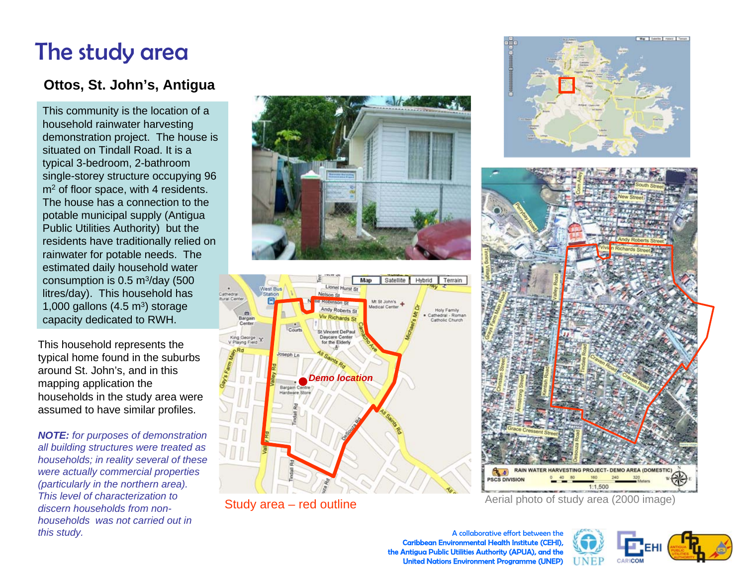# The study area

## Ottos, St. John's, Antigua

This community is the location of a household rainwater harvesting demonstration project. The house is situated on Tindall Road. It is a typical 3-bedroom, 2-bathroom single-storey structure occupying 96 $m^2$ of floor space, with 4 residents. The house has a connection to the potable municipal supply (Antigua Public Utilities Authority) but the residents have traditionally relied on rainwater for potable needs. The estimated daily household water consumption is 0.5 $m^3$/day (500 litres/day). This household has 1,000 gallons (4.5 $m^3$) storage capacity dedicated to RWH.

This household represents the typical home found in the suburbs around St. John's, and in this mapping application the households in the study area were assumed to have similar profiles.

***NOTE:** for purposes of demonstration all building structures were treated as households; in reality several of these were actually commercial properties (particularly in the northern area). This level of characterization to discern households from non-households was not carried out in this study.*

Study area – red outline

Aerial photo of study area (2000 image)

A collaborative effort between the Caribbean Environmental Health Institute (CEHI), the Antigua Public Utilities Authority (APUA), and the United Nations Environment Programme (UNEP)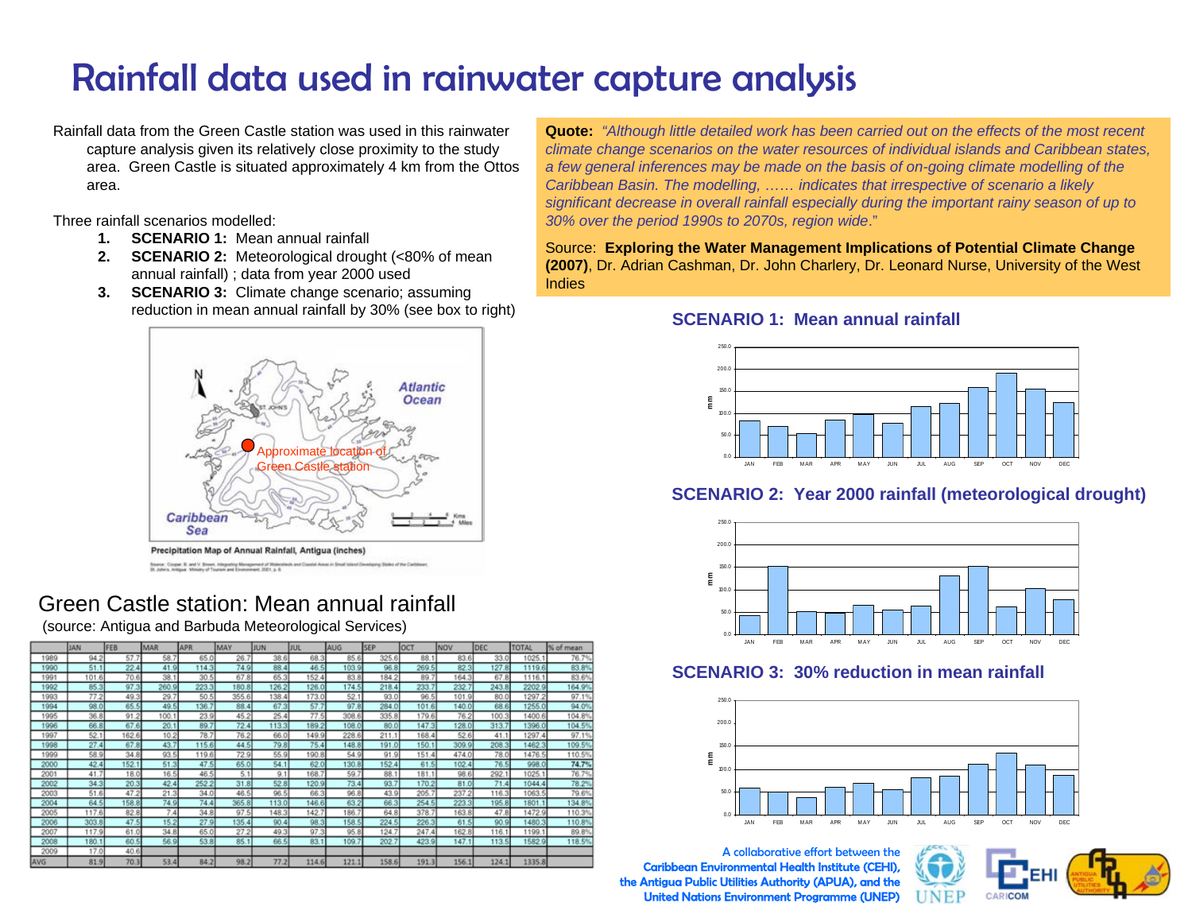# Rainfall data used in rainwater capture analysis

Rainfall data from the Green Castle station was used in this rainwater capture analysis given its relatively close proximity to the study area. Green Castle is situated approximately 4 km from the Ottos area.

Three rainfall scenarios modelled:

1. **SCENARIO 1:** Mean annual rainfall
2. **SCENARIO 2:** Meteorological drought (<80% of mean annual rainfall) ; data from year 2000 used
3. **SCENARIO 3:** Climate change scenario; assuming reduction in mean annual rainfall by 30% (see box to right)

Approximate location of Green Castle station

**Precipitation Map of Annual Rainfall, Antigua (inches)**

Source: Cooper, B. and V. Bowen, Integrating Management of Watersheds and Coastal Areas in Small Island Developing States of the Caribbean, St. John's, Antigua: Ministry of Tourism and Environment, 2001, p. 8.

## Green Castle station: Mean annual rainfall

(source: Antigua and Barbuda Meteorological Services)

| | JAN | FEB | MAR | APR | MAY | JUN | JUL | AUG | SEP | OCT | NOV | DEC | TOTAL | % of mean |
|---|---|---|---|---|---|---|---|---|---|---|---|---|---|---|
| 1989 | 94.2 | 57.7 | 58.7 | 65.0 | 26.7 | 38.6 | 68.3 | 85.6 | 325.6 | 88.1 | 83.6 | 33.0 | 1025.1 | 76.7% |
| 1990 | 51.1 | 22.4 | 41.9 | 114.3 | 74.9 | 88.4 | 46.5 | 103.9 | 96.8 | 269.5 | 82.3 | 127.8 | 1119.6 | 83.8% |
| 1991 | 101.6 | 70.6 | 38.1 | 30.5 | 67.8 | 65.3 | 152.4 | 83.8 | 184.2 | 89.7 | 164.3 | 67.8 | 1116.1 | 83.6% |
| 1992 | 85.3 | 97.3 | 260.9 | 223.3 | 180.8 | 126.2 | 126.0 | 174.5 | 218.4 | 233.7 | 232.7 | 243.8 | 2202.9 | 164.9% |
| 1993 | 77.2 | 49.3 | 29.7 | 50.5 | 355.6 | 138.4 | 173.0 | 52.1 | 93.0 | 96.5 | 101.9 | 80.0 | 1297.2 | 97.1% |
| 1994 | 98.0 | 65.5 | 49.5 | 136.7 | 88.4 | 67.3 | 57.7 | 97.8 | 284.0 | 101.6 | 140.0 | 68.6 | 1255.0 | 94.0% |
| 1995 | 36.8 | 91.2 | 100.1 | 23.9 | 45.2 | 25.4 | 77.5 | 308.6 | 335.8 | 179.6 | 76.2 | 100.3 | 1400.6 | 104.8% |
| 1996 | 66.8 | 67.6 | 20.1 | 89.7 | 72.4 | 113.3 | 189.2 | 108.0 | 80.0 | 147.3 | 128.0 | 313.7 | 1396.0 | 104.5% |
| 1997 | 52.1 | 162.6 | 10.2 | 78.7 | 76.2 | 66.0 | 149.9 | 228.6 | 211.1 | 168.4 | 52.6 | 41.1 | 1297.4 | 97.1% |
| 1998 | 27.4 | 67.8 | 43.7 | 115.6 | 44.5 | 79.8 | 75.4 | 148.8 | 191.0 | 150.1 | 309.9 | 208.3 | 1462.3 | 109.5% |
| 1999 | 58.9 | 34.8 | 93.5 | 119.6 | 72.9 | 55.9 | 190.8 | 54.9 | 91.9 | 151.4 | 474.0 | 78.0 | 1476.5 | 110.5% |
| 2000 | 42.4 | 152.1 | 51.3 | 47.5 | 65.0 | 54.1 | 62.0 | 130.8 | 152.4 | 61.5 | 102.4 | 76.5 | 998.0 | **74.7%** |
| 2001 | 41.7 | 18.0 | 16.5 | 46.5 | 5.1 | 9.1 | 168.7 | 59.7 | 88.1 | 181.1 | 98.6 | 292.1 | 1025.1 | 76.7% |
| 2002 | 34.3 | 20.3 | 42.4 | 252.2 | 31.8 | 52.8 | 120.9 | 73.4 | 93.7 | 170.2 | 81.0 | 71.4 | 1044.4 | 78.2% |
| 2003 | 51.6 | 47.2 | 21.3 | 34.0 | 46.5 | 96.5 | 66.3 | 96.8 | 43.9 | 205.7 | 237.2 | 116.3 | 1063.5 | 79.6% |
| 2004 | 64.5 | 158.8 | 74.9 | 74.4 | 365.8 | 113.0 | 146.6 | 63.2 | 66.3 | 254.5 | 223.3 | 195.8 | 1801.1 | 134.8% |
| 2005 | 117.6 | 82.8 | 7.4 | 34.8 | 97.5 | 148.3 | 142.7 | 186.7 | 64.8 | 378.7 | 163.8 | 47.8 | 1472.9 | 110.3% |
| 2006 | 303.8 | 47.5 | 15.2 | 27.9 | 135.4 | 90.4 | 98.3 | 158.5 | 224.5 | 226.3 | 61.5 | 90.9 | 1480.3 | 110.8% |
| 2007 | 117.9 | 61.0 | 34.8 | 65.0 | 27.2 | 49.3 | 97.3 | 95.8 | 124.7 | 247.4 | 162.8 | 116.1 | 1199.1 | 89.8% |
| 2008 | 180.1 | 60.5 | 56.9 | 53.8 | 85.1 | 66.5 | 83.1 | 109.7 | 202.7 | 423.9 | 147.1 | 113.5 | 1582.9 | 118.5% |
| 2009 | 17.0 | 40.6 | | | | | | | | | | | | |
| AVG | 81.9 | 70.3 | 53.4 | 84.2 | 98.2 | 77.2 | 114.6 | 121.1 | 158.6 | 191.3 | 156.1 | 124.1 | 1335.8 | |

**Quote:** *"Although little detailed work has been carried out on the effects of the most recent climate change scenarios on the water resources of individual islands and Caribbean states, a few general inferences may be made on the basis of on-going climate modelling of the Caribbean Basin. The modelling, …… indicates that irrespective of scenario a likely significant decrease in overall rainfall especially during the important rainy season of up to 30% over the period 1990s to 2070s, region wide."*

Source: **Exploring the Water Management Implications of Potential Climate Change (2007)**, Dr. Adrian Cashman, Dr. John Charlery, Dr. Leonard Nurse, University of the West Indies

### SCENARIO 1: Mean annual rainfall

### SCENARIO 2: Year 2000 rainfall (meteorological drought)

### SCENARIO 3: 30% reduction in mean rainfall

A collaborative effort between the Caribbean Environmental Health Institute (CEHI), the Antigua Public Utilities Authority (APUA), and the United Nations Environment Programme (UNEP)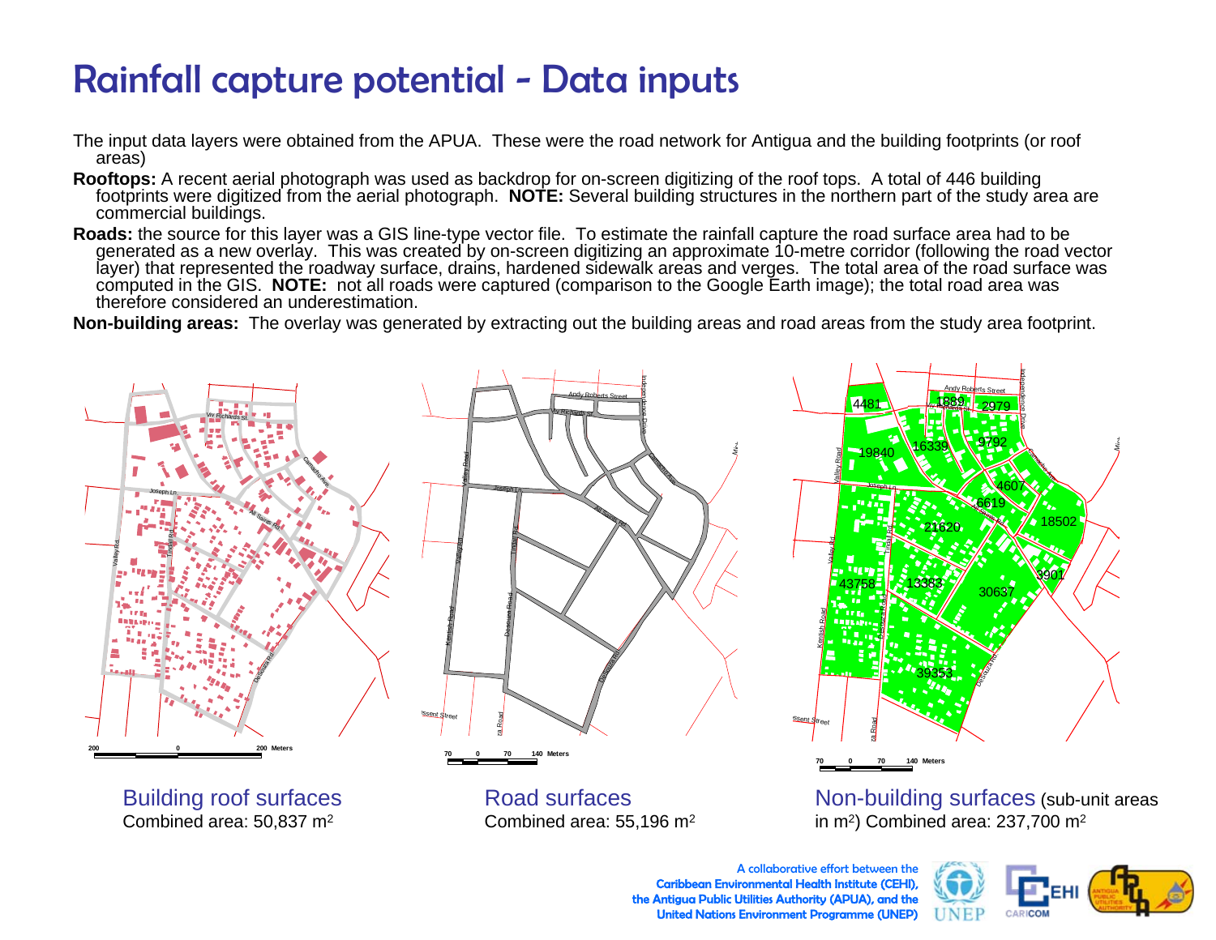# Rainfall capture potential - Data inputs

The input data layers were obtained from the APUA. These were the road network for Antigua and the building footprints (or roof areas)

**Rooftops:** A recent aerial photograph was used as backdrop for on-screen digitizing of the roof tops. A total of 446 building footprints were digitized from the aerial photograph. **NOTE:** Several building structures in the northern part of the study area are commercial buildings.

**Roads:** the source for this layer was a GIS line-type vector file. To estimate the rainfall capture the road surface area had to be generated as a new overlay. This was created by on-screen digitizing an approximate 10-metre corridor (following the road vector layer) that represented the roadway surface, drains, hardened sidewalk areas and verges. The total area of the road surface was computed in the GIS. **NOTE:** not all roads were captured (comparison to the Google Earth image); the total road area was therefore considered an underestimation.

**Non-building areas:** The overlay was generated by extracting out the building areas and road areas from the study area footprint.

Building roof surfaces
Combined area: 50,837 $m^2$

Road surfaces
Combined area: 55,196 $m^2$

Non-building surfaces (sub-unit areas in $m^2$) Combined area: 237,700 $m^2$

A collaborative effort between the Caribbean Environmental Health Institute (CEHI), the Antigua Public Utilities Authority (APUA), and the United Nations Environment Programme (UNEP)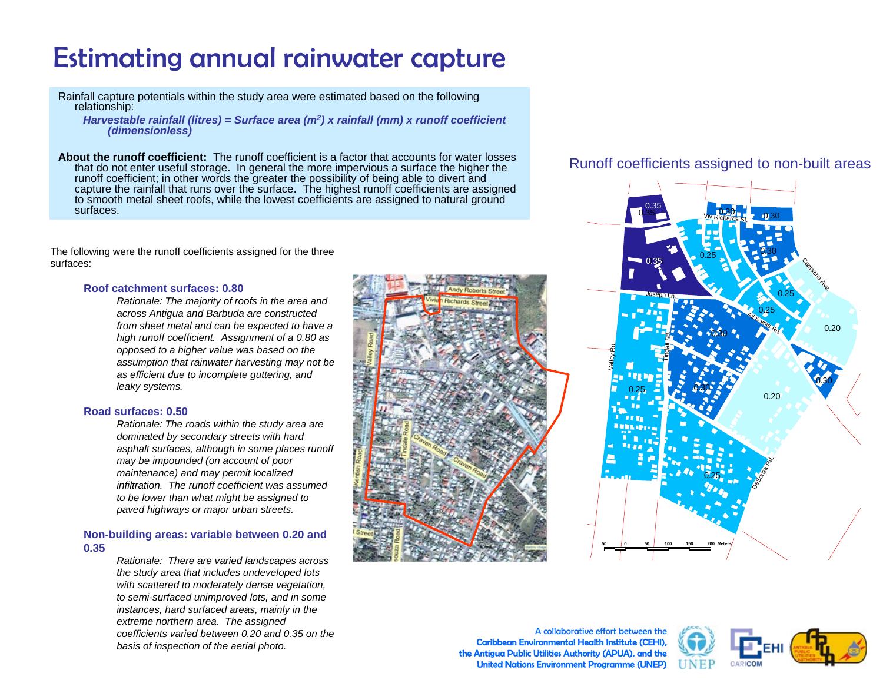# Estimating annual rainwater capture

Rainfall capture potentials within the study area were estimated based on the following relationship:

***Harvestable rainfall (litres) = Surface area ($m^2$) x rainfall (mm) x runoff coefficient (dimensionless)***

**About the runoff coefficient:** The runoff coefficient is a factor that accounts for water losses that do not enter useful storage. In general the more impervious a surface the higher the runoff coefficient; in other words the greater the possibility of being able to divert and capture the rainfall that runs over the surface. The highest runoff coefficients are assigned to smooth metal sheet roofs, while the lowest coefficients are assigned to natural ground surfaces.

The following were the runoff coefficients assigned for the three surfaces:

**Roof catchment surfaces: 0.80**

*Rationale: The majority of roofs in the area and across Antigua and Barbuda are constructed from sheet metal and can be expected to have a high runoff coefficient. Assignment of a 0.80 as opposed to a higher value was based on the assumption that rainwater harvesting may not be as efficient due to incomplete guttering, and leaky systems.*

**Road surfaces: 0.50**

*Rationale: The roads within the study area are dominated by secondary streets with hard asphalt surfaces, although in some places runoff may be impounded (on account of poor maintenance) and may permit localized infiltration. The runoff coefficient was assumed to be lower than what might be assigned to paved highways or major urban streets.*

**Non-building areas: variable between 0.20 and 0.35**

*Rationale: There are varied landscapes across the study area that includes undeveloped lots with scattered to moderately dense vegetation, to semi-surfaced unimproved lots, and in some instances, hard surfaced areas, mainly in the extreme northern area. The assigned coefficients varied between 0.20 and 0.35 on the basis of inspection of the aerial photo.*

## Runoff coefficients assigned to non-built areas

A collaborative effort between the Caribbean Environmental Health Institute (CEHI), the Antigua Public Utilities Authority (APUA), and the United Nations Environment Programme (UNEP)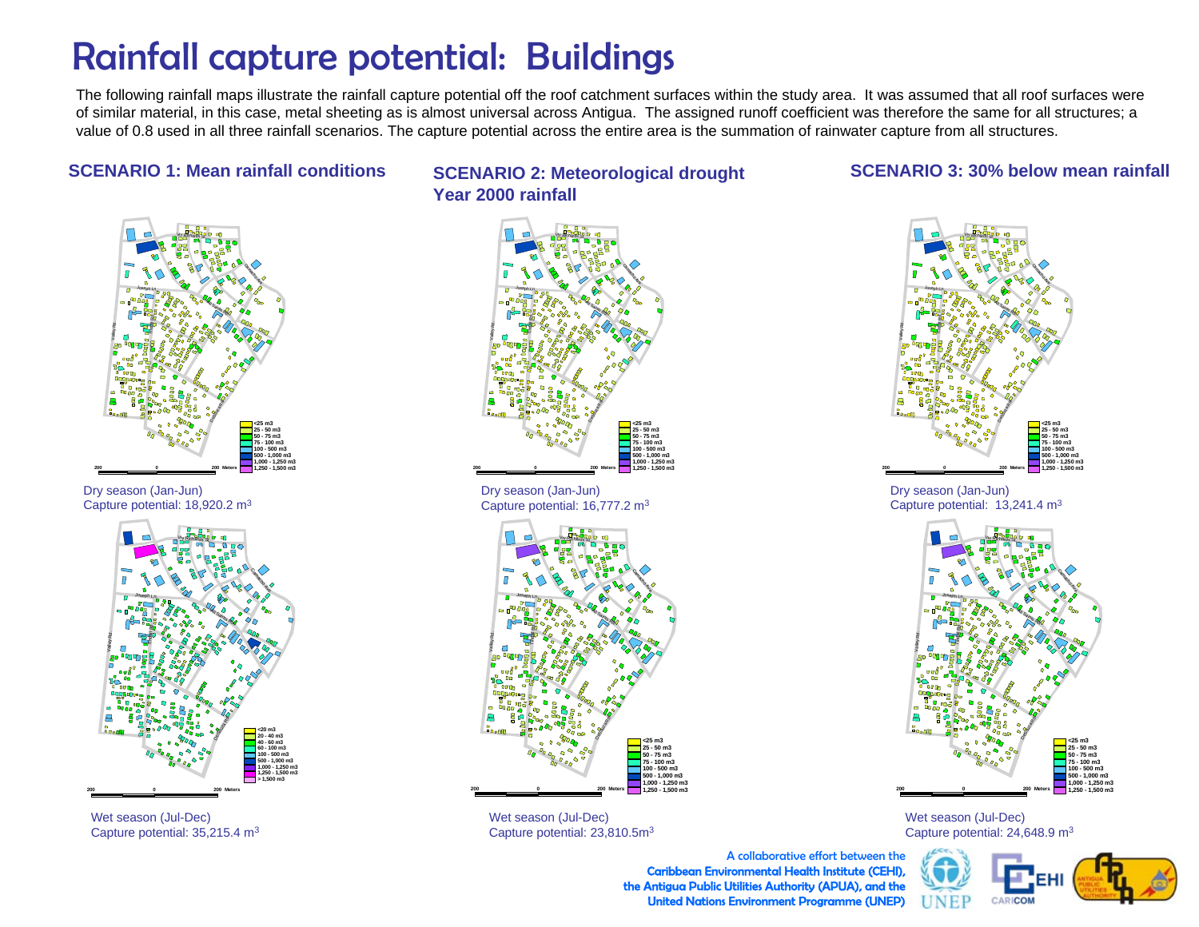# Rainfall capture potential: Buildings

The following rainfall maps illustrate the rainfall capture potential off the roof catchment surfaces within the study area. It was assumed that all roof surfaces were of similar material, in this case, metal sheeting as is almost universal across Antigua. The assigned runoff coefficient was therefore the same for all structures; a value of 0.8 used in all three rainfall scenarios. The capture potential across the entire area is the summation of rainwater capture from all structures.

## SCENARIO 1: Mean rainfall conditions

Dry season (Jan-Jun)
Capture potential: 18,920.2 $m^3$

Wet season (Jul-Dec)
Capture potential: 35,215.4 $m^3$

## SCENARIO 2: Meteorological drought Year 2000 rainfall

Dry season (Jan-Jun)
Capture potential: 16,777.2 $m^3$

Wet season (Jul-Dec)
Capture potential: 23,810.5$m^3$

## SCENARIO 3: 30% below mean rainfall

Dry season (Jan-Jun)
Capture potential: 13,241.4 $m^3$

Wet season (Jul-Dec)
Capture potential: 24,648.9 $m^3$

A collaborative effort between the Caribbean Environmental Health Institute (CEHI), the Antigua Public Utilities Authority (APUA), and the United Nations Environment Programme (UNEP)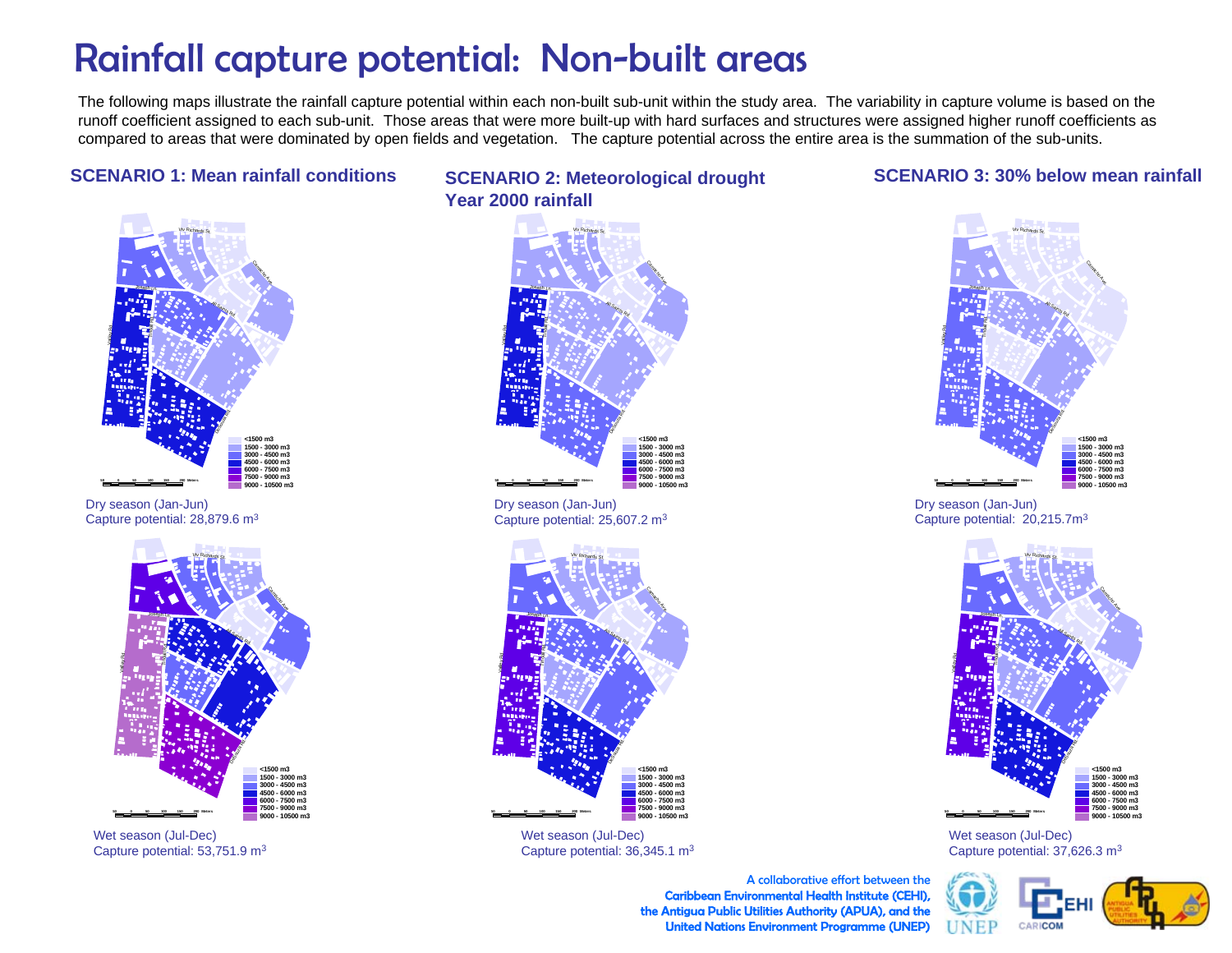# Rainfall capture potential: Non-built areas

The following maps illustrate the rainfall capture potential within each non-built sub-unit within the study area. The variability in capture volume is based on the runoff coefficient assigned to each sub-unit. Those areas that were more built-up with hard surfaces and structures were assigned higher runoff coefficients as compared to areas that were dominated by open fields and vegetation. The capture potential across the entire area is the summation of the sub-units.

### SCENARIO 1: Mean rainfall conditions

Dry season (Jan-Jun)
Capture potential: 28,879.6 $m^3$

Wet season (Jul-Dec)
Capture potential: 53,751.9 $m^3$

### SCENARIO 2: Meteorological drought Year 2000 rainfall

Dry season (Jan-Jun)
Capture potential: 25,607.2 $m^3$

Wet season (Jul-Dec)
Capture potential: 36,345.1 $m^3$

### SCENARIO 3: 30% below mean rainfall

Dry season (Jan-Jun)
Capture potential: 20,215.7$m^3$

Wet season (Jul-Dec)
Capture potential: 37,626.3 $m^3$

Map legend:
- <1500 m3
- 1500 - 3000 m3
- 3000 - 4500 m3
- 4500 - 6000 m3
- 6000 - 7500 m3
- 7500 - 9000 m3
- 9000 - 10500 m3

A collaborative effort between the **Caribbean Environmental Health Institute (CEHI), the Antigua Public Utilities Authority (APUA), and the United Nations Environment Programme (UNEP)**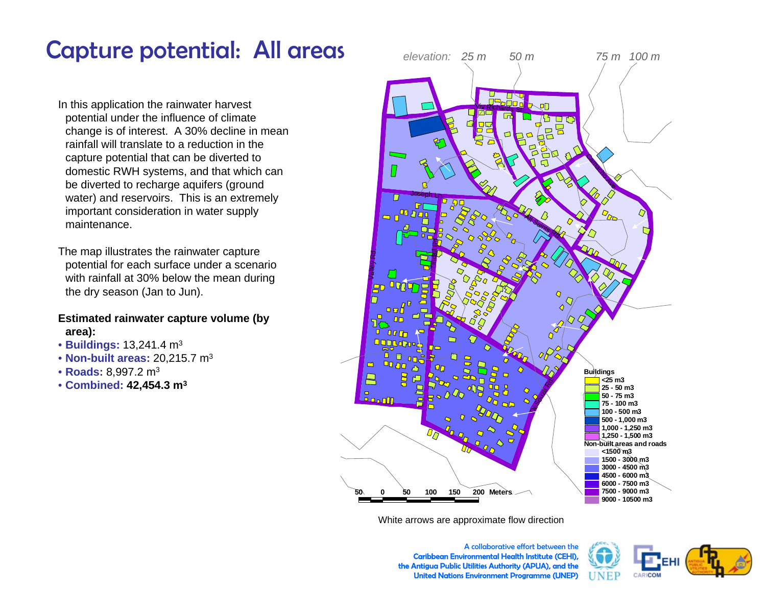# Capture potential: All areas

In this application the rainwater harvest potential under the influence of climate change is of interest. A 30% decline in mean rainfall will translate to a reduction in the capture potential that can be diverted to domestic RWH systems, and that which can be diverted to recharge aquifers (ground water) and reservoirs. This is an extremely important consideration in water supply maintenance.

The map illustrates the rainwater capture potential for each surface under a scenario with rainfall at 30% below the mean during the dry season (Jan to Jun).

**Estimated rainwater capture volume (by area):**

- **Buildings:** 13,241.4 $m^3$
- **Non-built areas:** 20,215.7 $m^3$
- **Roads:** 8,997.2 $m^3$
- **Combined:** **42,454.3 $m^3$**

elevation: 25 m 50 m 75 m 100 m

**Buildings**
- <25 m3
- 25 - 50 m3
- 50 - 75 m3
- 75 - 100 m3
- 100 - 500 m3
- 500 - 1,000 m3
- 1,000 - 1,250 m3
- 1,250 - 1,500 m3

**Non-built areas and roads**
- <1500 m3
- 1500 - 3000 m3
- 3000 - 4500 m3
- 4500 - 6000 m3
- 6000 - 7500 m3
- 7500 - 9000 m3
- 9000 - 10500 m3

50 0 50 100 150 200 Meters

White arrows are approximate flow direction

A collaborative effort between the Caribbean Environmental Health Institute (CEHI), the Antigua Public Utilities Authority (APUA), and the United Nations Environment Programme (UNEP)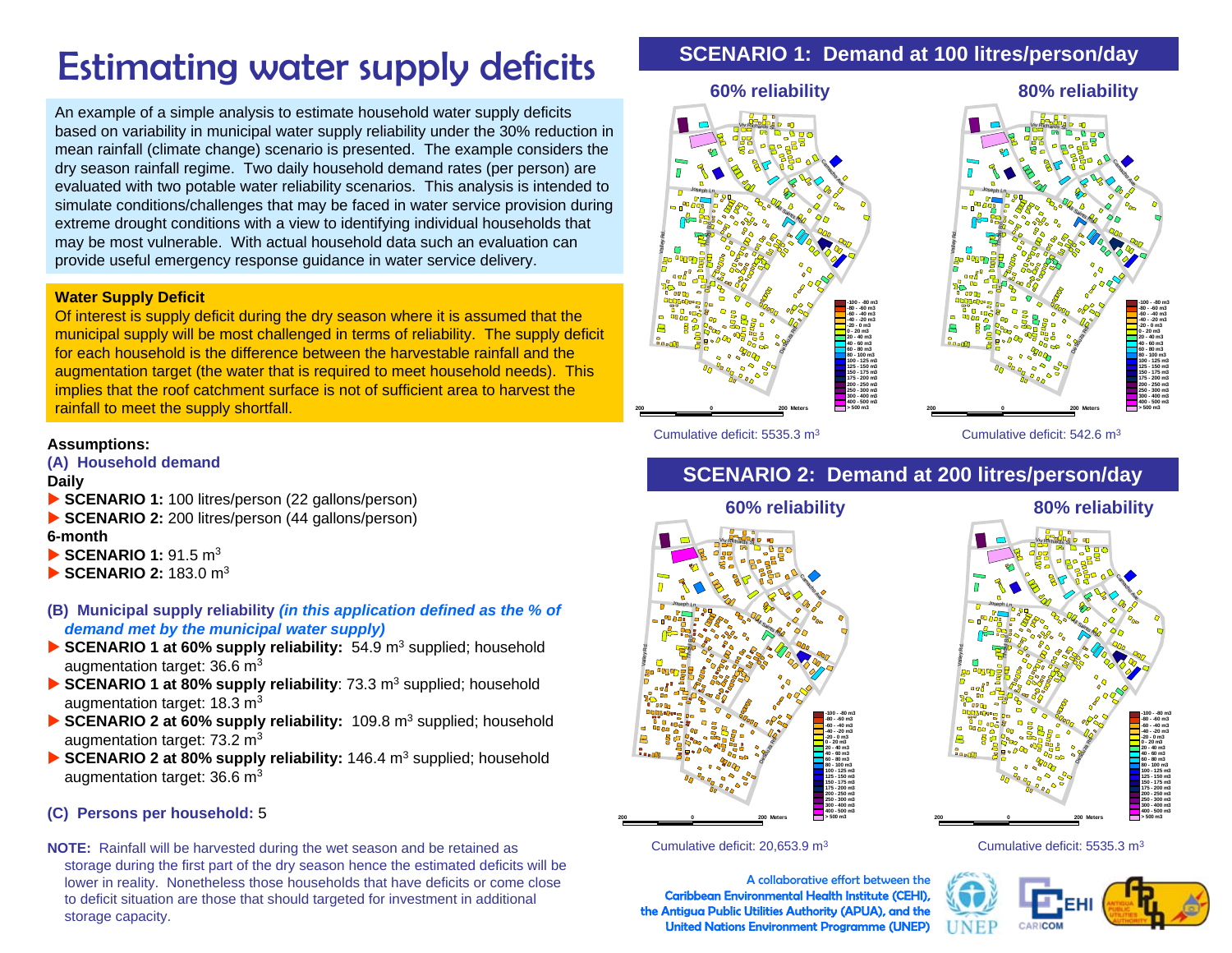# Estimating water supply deficits

An example of a simple analysis to estimate household water supply deficits based on variability in municipal water supply reliability under the 30% reduction in mean rainfall (climate change) scenario is presented. The example considers the dry season rainfall regime. Two daily household demand rates (per person) are evaluated with two potable water reliability scenarios. This analysis is intended to simulate conditions/challenges that may be faced in water service provision during extreme drought conditions with a view to identifying individual households that may be most vulnerable. With actual household data such an evaluation can provide useful emergency response guidance in water service delivery.

**Water Supply Deficit**

Of interest is supply deficit during the dry season where it is assumed that the municipal supply will be most challenged in terms of reliability. The supply deficit for each household is the difference between the harvestable rainfall and the augmentation target (the water that is required to meet household needs). This implies that the roof catchment surface is not of sufficient area to harvest the rainfall to meet the supply shortfall.

**Assumptions:**

**(A) Household demand**

**Daily**

- **SCENARIO 1:** 100 litres/person (22 gallons/person)
- **SCENARIO 2:** 200 litres/person (44 gallons/person)

**6-month**

- **SCENARIO 1:** 91.5 $m^3$
- **SCENARIO 2:** 183.0 $m^3$

**(B) Municipal supply reliability** ***(in this application defined as the % of demand met by the municipal water supply)***

- **SCENARIO 1 at 60% supply reliability:** 54.9 $m^3$ supplied; household augmentation target: 36.6 $m^3$
- **SCENARIO 1 at 80% supply reliability**: 73.3 $m^3$ supplied; household augmentation target: 18.3 $m^3$
- **SCENARIO 2 at 60% supply reliability:** 109.8 $m^3$ supplied; household augmentation target: 73.2 $m^3$
- **SCENARIO 2 at 80% supply reliability:** 146.4 $m^3$ supplied; household augmentation target: 36.6 $m^3$

**(C) Persons per household:** 5

**NOTE:** Rainfall will be harvested during the wet season and be retained as storage during the first part of the dry season hence the estimated deficits will be lower in reality. Nonetheless those households that have deficits or come close to deficit situation are those that should targeted for investment in additional storage capacity.

## SCENARIO 1: Demand at 100 litres/person/day

**60% reliability**

Cumulative deficit: 5535.3 $m^3$

**80% reliability**

Cumulative deficit: 542.6 $m^3$

## SCENARIO 2: Demand at 200 litres/person/day

**60% reliability**

Cumulative deficit: 20,653.9 $m^3$

**80% reliability**

Cumulative deficit: 5535.3 $m^3$

A collaborative effort between the Caribbean Environmental Health Institute (CEHI), the Antigua Public Utilities Authority (APUA), and the United Nations Environment Programme (UNEP)